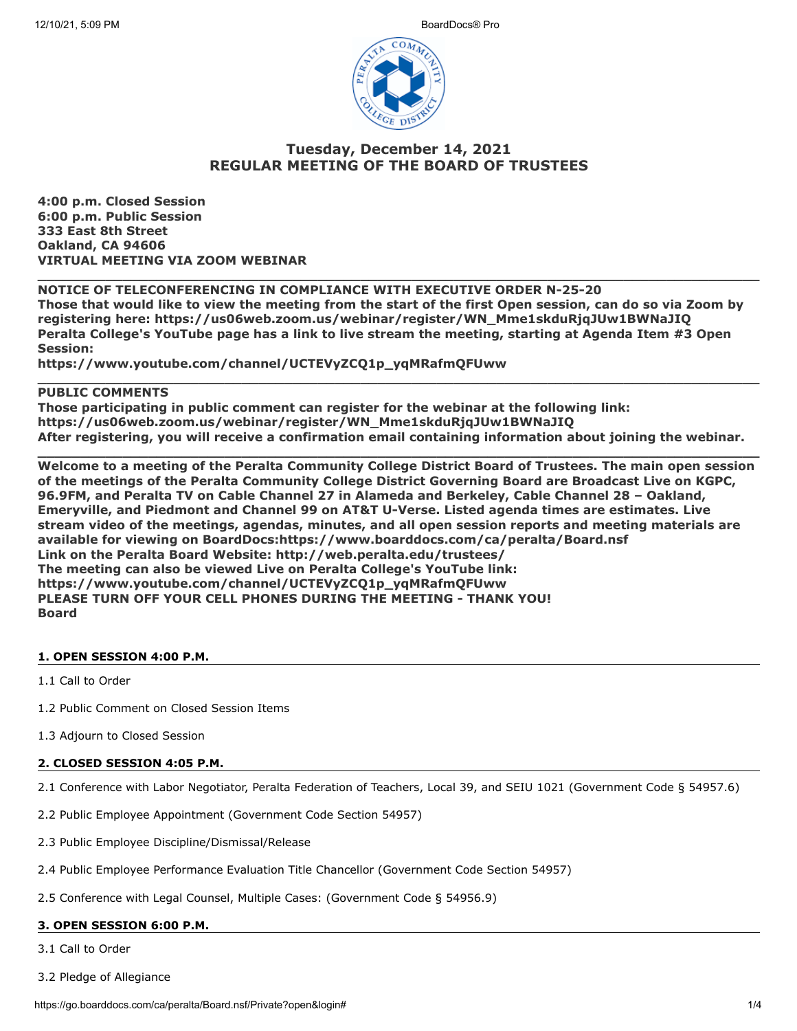# Tuesday, December 14, 2021
# REGULAR MEETING OF THE BOARD OF TRUSTEES

**4:00 p.m. Closed Session**
**6:00 p.m. Public Session**
**333 East 8th Street**
**Oakland, CA 94606**
**VIRTUAL MEETING VIA ZOOM WEBINAR**

---

**NOTICE OF TELECONFERENCING IN COMPLIANCE WITH EXECUTIVE ORDER N-25-20**
**Those that would like to view the meeting from the start of the first Open session, can do so via Zoom by registering here: https://us06web.zoom.us/webinar/register/WN_Mme1skduRjqJUw1BWNaJIQ**
**Peralta College's YouTube page has a link to live stream the meeting, starting at Agenda Item #3 Open Session:**
**https://www.youtube.com/channel/UCTEVyZCQ1p_yqMRafmQFUww**

---

**PUBLIC COMMENTS**
**Those participating in public comment can register for the webinar at the following link:**
**https://us06web.zoom.us/webinar/register/WN_Mme1skduRjqJUw1BWNaJIQ**
**After registering, you will receive a confirmation email containing information about joining the webinar.**

---

**Welcome to a meeting of the Peralta Community College District Board of Trustees. The main open session of the meetings of the Peralta Community College District Governing Board are Broadcast Live on KGPC, 96.9FM, and Peralta TV on Cable Channel 27 in Alameda and Berkeley, Cable Channel 28 – Oakland, Emeryville, and Piedmont and Channel 99 on AT&T U-Verse. Listed agenda times are estimates. Live stream video of the meetings, agendas, minutes, and all open session reports and meeting materials are available for viewing on BoardDocs:https://www.boarddocs.com/ca/peralta/Board.nsf**
**Link on the Peralta Board Website: http://web.peralta.edu/trustees/**
**The meeting can also be viewed Live on Peralta College's YouTube link:**
**https://www.youtube.com/channel/UCTEVyZCQ1p_yqMRafmQFUww**
**PLEASE TURN OFF YOUR CELL PHONES DURING THE MEETING - THANK YOU!**
**Board**

## 1. OPEN SESSION 4:00 P.M.

1.1 Call to Order

1.2 Public Comment on Closed Session Items

1.3 Adjourn to Closed Session

## 2. CLOSED SESSION 4:05 P.M.

2.1 Conference with Labor Negotiator, Peralta Federation of Teachers, Local 39, and SEIU 1021 (Government Code § 54957.6)

2.2 Public Employee Appointment (Government Code Section 54957)

2.3 Public Employee Discipline/Dismissal/Release

2.4 Public Employee Performance Evaluation Title Chancellor (Government Code Section 54957)

2.5 Conference with Legal Counsel, Multiple Cases: (Government Code § 54956.9)

## 3. OPEN SESSION 6:00 P.M.

3.1 Call to Order

3.2 Pledge of Allegiance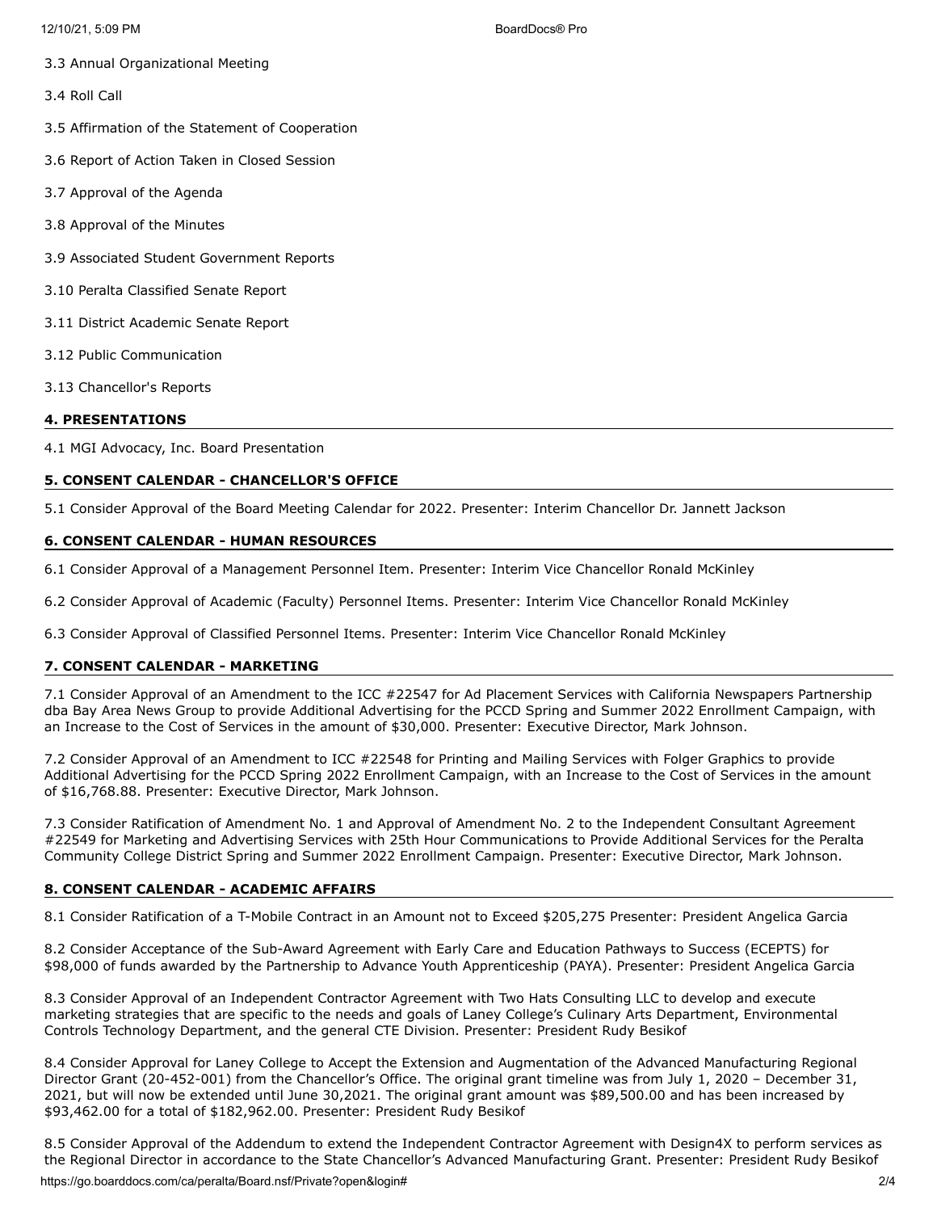3.3 Annual Organizational Meeting

3.4 Roll Call

3.5 Affirmation of the Statement of Cooperation

3.6 Report of Action Taken in Closed Session

3.7 Approval of the Agenda

3.8 Approval of the Minutes

3.9 Associated Student Government Reports

3.10 Peralta Classified Senate Report

3.11 District Academic Senate Report

3.12 Public Communication

3.13 Chancellor's Reports

## 4. PRESENTATIONS

4.1 MGI Advocacy, Inc. Board Presentation

## 5. CONSENT CALENDAR - CHANCELLOR'S OFFICE

5.1 Consider Approval of the Board Meeting Calendar for 2022. Presenter: Interim Chancellor Dr. Jannett Jackson

## 6. CONSENT CALENDAR - HUMAN RESOURCES

6.1 Consider Approval of a Management Personnel Item. Presenter: Interim Vice Chancellor Ronald McKinley

6.2 Consider Approval of Academic (Faculty) Personnel Items. Presenter: Interim Vice Chancellor Ronald McKinley

6.3 Consider Approval of Classified Personnel Items. Presenter: Interim Vice Chancellor Ronald McKinley

## 7. CONSENT CALENDAR - MARKETING

7.1 Consider Approval of an Amendment to the ICC #22547 for Ad Placement Services with California Newspapers Partnership dba Bay Area News Group to provide Additional Advertising for the PCCD Spring and Summer 2022 Enrollment Campaign, with an Increase to the Cost of Services in the amount of $30,000. Presenter: Executive Director, Mark Johnson.

7.2 Consider Approval of an Amendment to ICC #22548 for Printing and Mailing Services with Folger Graphics to provide Additional Advertising for the PCCD Spring 2022 Enrollment Campaign, with an Increase to the Cost of Services in the amount of $16,768.88. Presenter: Executive Director, Mark Johnson.

7.3 Consider Ratification of Amendment No. 1 and Approval of Amendment No. 2 to the Independent Consultant Agreement #22549 for Marketing and Advertising Services with 25th Hour Communications to Provide Additional Services for the Peralta Community College District Spring and Summer 2022 Enrollment Campaign. Presenter: Executive Director, Mark Johnson.

## 8. CONSENT CALENDAR - ACADEMIC AFFAIRS

8.1 Consider Ratification of a T-Mobile Contract in an Amount not to Exceed $205,275 Presenter: President Angelica Garcia

8.2 Consider Acceptance of the Sub-Award Agreement with Early Care and Education Pathways to Success (ECEPTS) for $98,000 of funds awarded by the Partnership to Advance Youth Apprenticeship (PAYA). Presenter: President Angelica Garcia

8.3 Consider Approval of an Independent Contractor Agreement with Two Hats Consulting LLC to develop and execute marketing strategies that are specific to the needs and goals of Laney College's Culinary Arts Department, Environmental Controls Technology Department, and the general CTE Division. Presenter: President Rudy Besikof

8.4 Consider Approval for Laney College to Accept the Extension and Augmentation of the Advanced Manufacturing Regional Director Grant (20-452-001) from the Chancellor's Office. The original grant timeline was from July 1, 2020 – December 31, 2021, but will now be extended until June 30,2021. The original grant amount was $89,500.00 and has been increased by $93,462.00 for a total of $182,962.00. Presenter: President Rudy Besikof

8.5 Consider Approval of the Addendum to extend the Independent Contractor Agreement with Design4X to perform services as the Regional Director in accordance to the State Chancellor's Advanced Manufacturing Grant. Presenter: President Rudy Besikof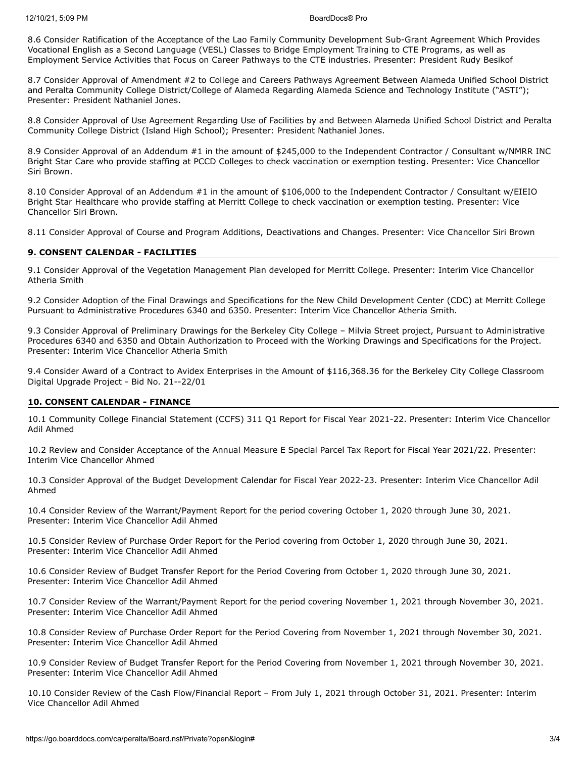8.6 Consider Ratification of the Acceptance of the Lao Family Community Development Sub-Grant Agreement Which Provides Vocational English as a Second Language (VESL) Classes to Bridge Employment Training to CTE Programs, as well as Employment Service Activities that Focus on Career Pathways to the CTE industries. Presenter: President Rudy Besikof

8.7 Consider Approval of Amendment #2 to College and Careers Pathways Agreement Between Alameda Unified School District and Peralta Community College District/College of Alameda Regarding Alameda Science and Technology Institute ("ASTI"); Presenter: President Nathaniel Jones.

8.8 Consider Approval of Use Agreement Regarding Use of Facilities by and Between Alameda Unified School District and Peralta Community College District (Island High School); Presenter: President Nathaniel Jones.

8.9 Consider Approval of an Addendum #1 in the amount of $245,000 to the Independent Contractor / Consultant w/NMRR INC Bright Star Care who provide staffing at PCCD Colleges to check vaccination or exemption testing. Presenter: Vice Chancellor Siri Brown.

8.10 Consider Approval of an Addendum #1 in the amount of $106,000 to the Independent Contractor / Consultant w/EIEIO Bright Star Healthcare who provide staffing at Merritt College to check vaccination or exemption testing. Presenter: Vice Chancellor Siri Brown.

8.11 Consider Approval of Course and Program Additions, Deactivations and Changes. Presenter: Vice Chancellor Siri Brown

## 9. CONSENT CALENDAR - FACILITIES

9.1 Consider Approval of the Vegetation Management Plan developed for Merritt College. Presenter: Interim Vice Chancellor Atheria Smith

9.2 Consider Adoption of the Final Drawings and Specifications for the New Child Development Center (CDC) at Merritt College Pursuant to Administrative Procedures 6340 and 6350. Presenter: Interim Vice Chancellor Atheria Smith.

9.3 Consider Approval of Preliminary Drawings for the Berkeley City College – Milvia Street project, Pursuant to Administrative Procedures 6340 and 6350 and Obtain Authorization to Proceed with the Working Drawings and Specifications for the Project. Presenter: Interim Vice Chancellor Atheria Smith

9.4 Consider Award of a Contract to Avidex Enterprises in the Amount of $116,368.36 for the Berkeley City College Classroom Digital Upgrade Project - Bid No. 21--22/01

## 10. CONSENT CALENDAR - FINANCE

10.1 Community College Financial Statement (CCFS) 311 Q1 Report for Fiscal Year 2021-22. Presenter: Interim Vice Chancellor Adil Ahmed

10.2 Review and Consider Acceptance of the Annual Measure E Special Parcel Tax Report for Fiscal Year 2021/22. Presenter: Interim Vice Chancellor Ahmed

10.3 Consider Approval of the Budget Development Calendar for Fiscal Year 2022-23. Presenter: Interim Vice Chancellor Adil Ahmed

10.4 Consider Review of the Warrant/Payment Report for the period covering October 1, 2020 through June 30, 2021. Presenter: Interim Vice Chancellor Adil Ahmed

10.5 Consider Review of Purchase Order Report for the Period covering from October 1, 2020 through June 30, 2021. Presenter: Interim Vice Chancellor Adil Ahmed

10.6 Consider Review of Budget Transfer Report for the Period Covering from October 1, 2020 through June 30, 2021. Presenter: Interim Vice Chancellor Adil Ahmed

10.7 Consider Review of the Warrant/Payment Report for the period covering November 1, 2021 through November 30, 2021. Presenter: Interim Vice Chancellor Adil Ahmed

10.8 Consider Review of Purchase Order Report for the Period Covering from November 1, 2021 through November 30, 2021. Presenter: Interim Vice Chancellor Adil Ahmed

10.9 Consider Review of Budget Transfer Report for the Period Covering from November 1, 2021 through November 30, 2021. Presenter: Interim Vice Chancellor Adil Ahmed

10.10 Consider Review of the Cash Flow/Financial Report – From July 1, 2021 through October 31, 2021. Presenter: Interim Vice Chancellor Adil Ahmed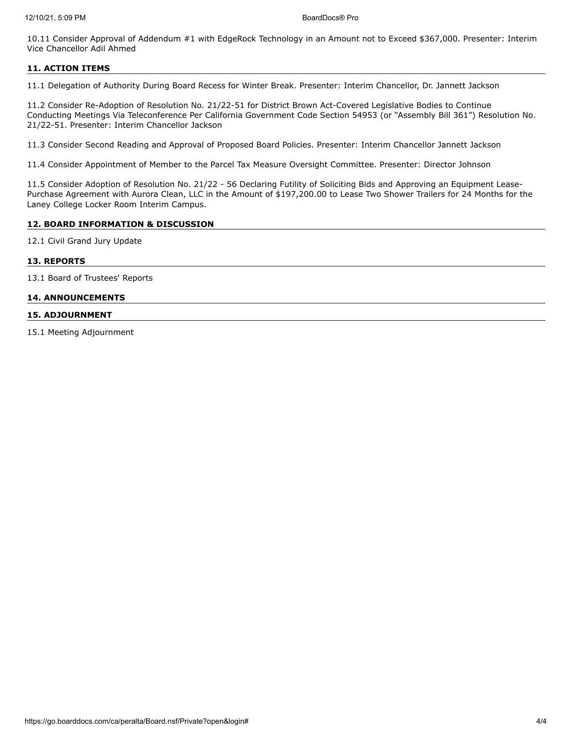10.11 Consider Approval of Addendum #1 with EdgeRock Technology in an Amount not to Exceed $367,000. Presenter: Interim Vice Chancellor Adil Ahmed

## 11. ACTION ITEMS

11.1 Delegation of Authority During Board Recess for Winter Break. Presenter: Interim Chancellor, Dr. Jannett Jackson

11.2 Consider Re-Adoption of Resolution No. 21/22-51 for District Brown Act-Covered Legislative Bodies to Continue Conducting Meetings Via Teleconference Per California Government Code Section 54953 (or "Assembly Bill 361") Resolution No. 21/22-51. Presenter: Interim Chancellor Jackson

11.3 Consider Second Reading and Approval of Proposed Board Policies. Presenter: Interim Chancellor Jannett Jackson

11.4 Consider Appointment of Member to the Parcel Tax Measure Oversight Committee. Presenter: Director Johnson

11.5 Consider Adoption of Resolution No. 21/22 - 56 Declaring Futility of Soliciting Bids and Approving an Equipment Lease-Purchase Agreement with Aurora Clean, LLC in the Amount of $197,200.00 to Lease Two Shower Trailers for 24 Months for the Laney College Locker Room Interim Campus.

## 12. BOARD INFORMATION & DISCUSSION

12.1 Civil Grand Jury Update

## 13. REPORTS

13.1 Board of Trustees' Reports

## 14. ANNOUNCEMENTS

## 15. ADJOURNMENT

15.1 Meeting Adjournment